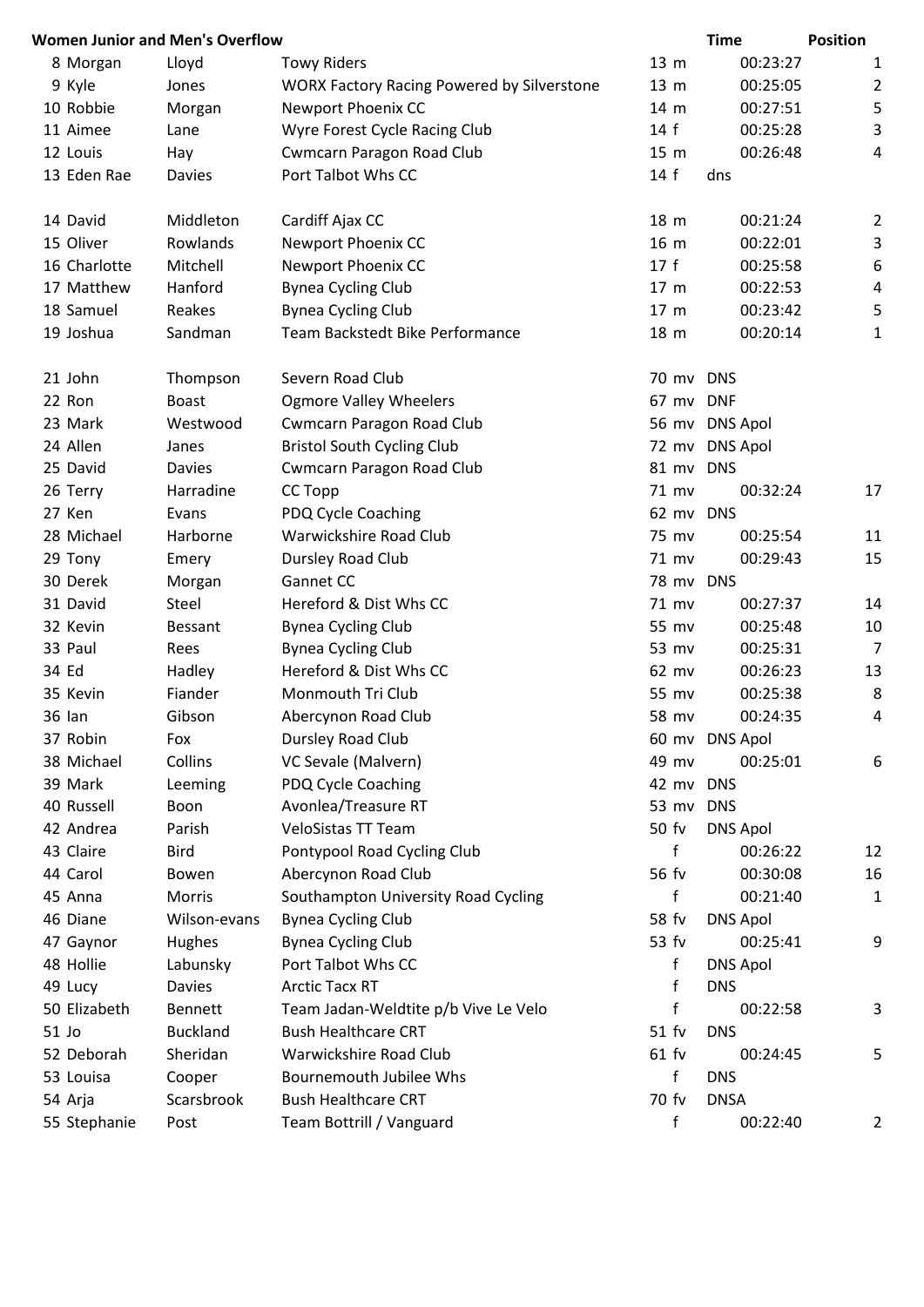| Women Junior and Men's Overflow | | | | Time | Position |
|---|---|---|---|---|---|
| 8 Morgan | Lloyd | Towy Riders | 13 m | 00:23:27 | 1 |
| 9 Kyle | Jones | WORX Factory Racing Powered by Silverstone | 13 m | 00:25:05 | 2 |
| 10 Robbie | Morgan | Newport Phoenix CC | 14 m | 00:27:51 | 5 |
| 11 Aimee | Lane | Wyre Forest Cycle Racing Club | 14 f | 00:25:28 | 3 |
| 12 Louis | Hay | Cwmcarn Paragon Road Club | 15 m | 00:26:48 | 4 |
| 13 Eden Rae | Davies | Port Talbot Whs CC | 14 f | dns | |
| | | | | | |
| 14 David | Middleton | Cardiff Ajax CC | 18 m | 00:21:24 | 2 |
| 15 Oliver | Rowlands | Newport Phoenix CC | 16 m | 00:22:01 | 3 |
| 16 Charlotte | Mitchell | Newport Phoenix CC | 17 f | 00:25:58 | 6 |
| 17 Matthew | Hanford | Bynea Cycling Club | 17 m | 00:22:53 | 4 |
| 18 Samuel | Reakes | Bynea Cycling Club | 17 m | 00:23:42 | 5 |
| 19 Joshua | Sandman | Team Backstedt Bike Performance | 18 m | 00:20:14 | 1 |
| | | | | | |
| 21 John | Thompson | Severn Road Club | 70 mv | DNS | |
| 22 Ron | Boast | Ogmore Valley Wheelers | 67 mv | DNF | |
| 23 Mark | Westwood | Cwmcarn Paragon Road Club | 56 mv | DNS Apol | |
| 24 Allen | Janes | Bristol South Cycling Club | 72 mv | DNS Apol | |
| 25 David | Davies | Cwmcarn Paragon Road Club | 81 mv | DNS | |
| 26 Terry | Harradine | CC Topp | 71 mv | 00:32:24 | 17 |
| 27 Ken | Evans | PDQ Cycle Coaching | 62 mv | DNS | |
| 28 Michael | Harborne | Warwickshire Road Club | 75 mv | 00:25:54 | 11 |
| 29 Tony | Emery | Dursley Road Club | 71 mv | 00:29:43 | 15 |
| 30 Derek | Morgan | Gannet CC | 78 mv | DNS | |
| 31 David | Steel | Hereford & Dist Whs CC | 71 mv | 00:27:37 | 14 |
| 32 Kevin | Bessant | Bynea Cycling Club | 55 mv | 00:25:48 | 10 |
| 33 Paul | Rees | Bynea Cycling Club | 53 mv | 00:25:31 | 7 |
| 34 Ed | Hadley | Hereford & Dist Whs CC | 62 mv | 00:26:23 | 13 |
| 35 Kevin | Fiander | Monmouth Tri Club | 55 mv | 00:25:38 | 8 |
| 36 Ian | Gibson | Abercynon Road Club | 58 mv | 00:24:35 | 4 |
| 37 Robin | Fox | Dursley Road Club | 60 mv | DNS Apol | |
| 38 Michael | Collins | VC Sevale (Malvern) | 49 mv | 00:25:01 | 6 |
| 39 Mark | Leeming | PDQ Cycle Coaching | 42 mv | DNS | |
| 40 Russell | Boon | Avonlea/Treasure RT | 53 mv | DNS | |
| 42 Andrea | Parish | VeloSistas TT Team | 50 fv | DNS Apol | |
| 43 Claire | Bird | Pontypool Road Cycling Club | f | 00:26:22 | 12 |
| 44 Carol | Bowen | Abercynon Road Club | 56 fv | 00:30:08 | 16 |
| 45 Anna | Morris | Southampton University Road Cycling | f | 00:21:40 | 1 |
| 46 Diane | Wilson-evans | Bynea Cycling Club | 58 fv | DNS Apol | |
| 47 Gaynor | Hughes | Bynea Cycling Club | 53 fv | 00:25:41 | 9 |
| 48 Hollie | Labunsky | Port Talbot Whs CC | f | DNS Apol | |
| 49 Lucy | Davies | Arctic Tacx RT | f | DNS | |
| 50 Elizabeth | Bennett | Team Jadan-Weldtite p/b Vive Le Velo | f | 00:22:58 | 3 |
| 51 Jo | Buckland | Bush Healthcare CRT | 51 fv | DNS | |
| 52 Deborah | Sheridan | Warwickshire Road Club | 61 fv | 00:24:45 | 5 |
| 53 Louisa | Cooper | Bournemouth Jubilee Whs | f | DNS | |
| 54 Arja | Scarsbrook | Bush Healthcare CRT | 70 fv | DNSA | |
| 55 Stephanie | Post | Team Bottrill / Vanguard | f | 00:22:40 | 2 |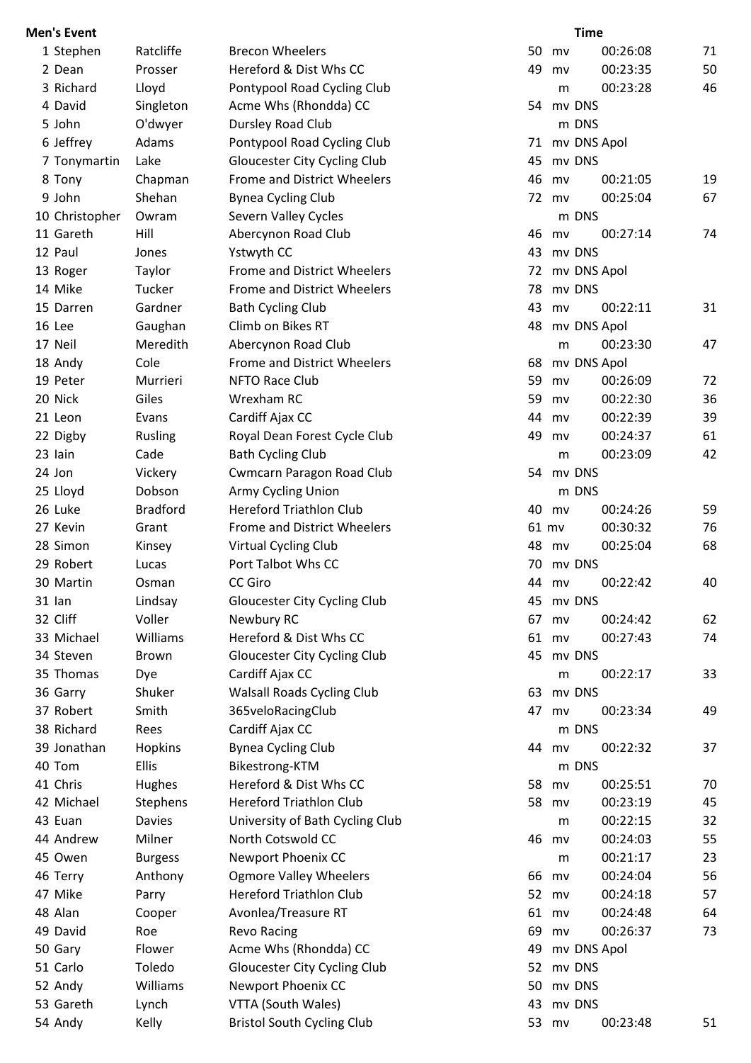**Men's Event**

| No. | First Name | Surname | Club | Age | Cat | Time | Pos |
|---|---|---|---|---|---|---|---|
| 1 | Stephen | Ratcliffe | Brecon Wheelers | 50 | mv | 00:26:08 | 71 |
| 2 | Dean | Prosser | Hereford & Dist Whs CC | 49 | mv | 00:23:35 | 50 |
| 3 | Richard | Lloyd | Pontypool Road Cycling Club | | m | 00:23:28 | 46 |
| 4 | David | Singleton | Acme Whs (Rhondda) CC | 54 | mv | DNS | |
| 5 | John | O'dwyer | Dursley Road Club | | m | DNS | |
| 6 | Jeffrey | Adams | Pontypool Road Cycling Club | 71 | mv | DNS Apol | |
| 7 | Tonymartin | Lake | Gloucester City Cycling Club | 45 | mv | DNS | |
| 8 | Tony | Chapman | Frome and District Wheelers | 46 | mv | 00:21:05 | 19 |
| 9 | John | Shehan | Bynea Cycling Club | 72 | mv | 00:25:04 | 67 |
| 10 | Christopher | Owram | Severn Valley Cycles | | m | DNS | |
| 11 | Gareth | Hill | Abercynon Road Club | 46 | mv | 00:27:14 | 74 |
| 12 | Paul | Jones | Ystwyth CC | 43 | mv | DNS | |
| 13 | Roger | Taylor | Frome and District Wheelers | 72 | mv | DNS Apol | |
| 14 | Mike | Tucker | Frome and District Wheelers | 78 | mv | DNS | |
| 15 | Darren | Gardner | Bath Cycling Club | 43 | mv | 00:22:11 | 31 |
| 16 | Lee | Gaughan | Climb on Bikes RT | 48 | mv | DNS Apol | |
| 17 | Neil | Meredith | Abercynon Road Club | | m | 00:23:30 | 47 |
| 18 | Andy | Cole | Frome and District Wheelers | 68 | mv | DNS Apol | |
| 19 | Peter | Murrieri | NFTO Race Club | 59 | mv | 00:26:09 | 72 |
| 20 | Nick | Giles | Wrexham RC | 59 | mv | 00:22:30 | 36 |
| 21 | Leon | Evans | Cardiff Ajax CC | 44 | mv | 00:22:39 | 39 |
| 22 | Digby | Rusling | Royal Dean Forest Cycle Club | 49 | mv | 00:24:37 | 61 |
| 23 | Iain | Cade | Bath Cycling Club | | m | 00:23:09 | 42 |
| 24 | Jon | Vickery | Cwmcarn Paragon Road Club | 54 | mv | DNS | |
| 25 | Lloyd | Dobson | Army Cycling Union | | m | DNS | |
| 26 | Luke | Bradford | Hereford Triathlon Club | 40 | mv | 00:24:26 | 59 |
| 27 | Kevin | Grant | Frome and District Wheelers | 61 | mv | 00:30:32 | 76 |
| 28 | Simon | Kinsey | Virtual Cycling Club | 48 | mv | 00:25:04 | 68 |
| 29 | Robert | Lucas | Port Talbot Whs CC | 70 | mv | DNS | |
| 30 | Martin | Osman | CC Giro | 44 | mv | 00:22:42 | 40 |
| 31 | Ian | Lindsay | Gloucester City Cycling Club | 45 | mv | DNS | |
| 32 | Cliff | Voller | Newbury RC | 67 | mv | 00:24:42 | 62 |
| 33 | Michael | Williams | Hereford & Dist Whs CC | 61 | mv | 00:27:43 | 74 |
| 34 | Steven | Brown | Gloucester City Cycling Club | 45 | mv | DNS | |
| 35 | Thomas | Dye | Cardiff Ajax CC | | m | 00:22:17 | 33 |
| 36 | Garry | Shuker | Walsall Roads Cycling Club | 63 | mv | DNS | |
| 37 | Robert | Smith | 365veloRacingClub | 47 | mv | 00:23:34 | 49 |
| 38 | Richard | Rees | Cardiff Ajax CC | | m | DNS | |
| 39 | Jonathan | Hopkins | Bynea Cycling Club | 44 | mv | 00:22:32 | 37 |
| 40 | Tom | Ellis | Bikestrong-KTM | | m | DNS | |
| 41 | Chris | Hughes | Hereford & Dist Whs CC | 58 | mv | 00:25:51 | 70 |
| 42 | Michael | Stephens | Hereford Triathlon Club | 58 | mv | 00:23:19 | 45 |
| 43 | Euan | Davies | University of Bath Cycling Club | | m | 00:22:15 | 32 |
| 44 | Andrew | Milner | North Cotswold CC | 46 | mv | 00:24:03 | 55 |
| 45 | Owen | Burgess | Newport Phoenix CC | | m | 00:21:17 | 23 |
| 46 | Terry | Anthony | Ogmore Valley Wheelers | 66 | mv | 00:24:04 | 56 |
| 47 | Mike | Parry | Hereford Triathlon Club | 52 | mv | 00:24:18 | 57 |
| 48 | Alan | Cooper | Avonlea/Treasure RT | 61 | mv | 00:24:48 | 64 |
| 49 | David | Roe | Revo Racing | 69 | mv | 00:26:37 | 73 |
| 50 | Gary | Flower | Acme Whs (Rhondda) CC | 49 | mv | DNS Apol | |
| 51 | Carlo | Toledo | Gloucester City Cycling Club | 52 | mv | DNS | |
| 52 | Andy | Williams | Newport Phoenix CC | 50 | mv | DNS | |
| 53 | Gareth | Lynch | VTTA (South Wales) | 43 | mv | DNS | |
| 54 | Andy | Kelly | Bristol South Cycling Club | 53 | mv | 00:23:48 | 51 |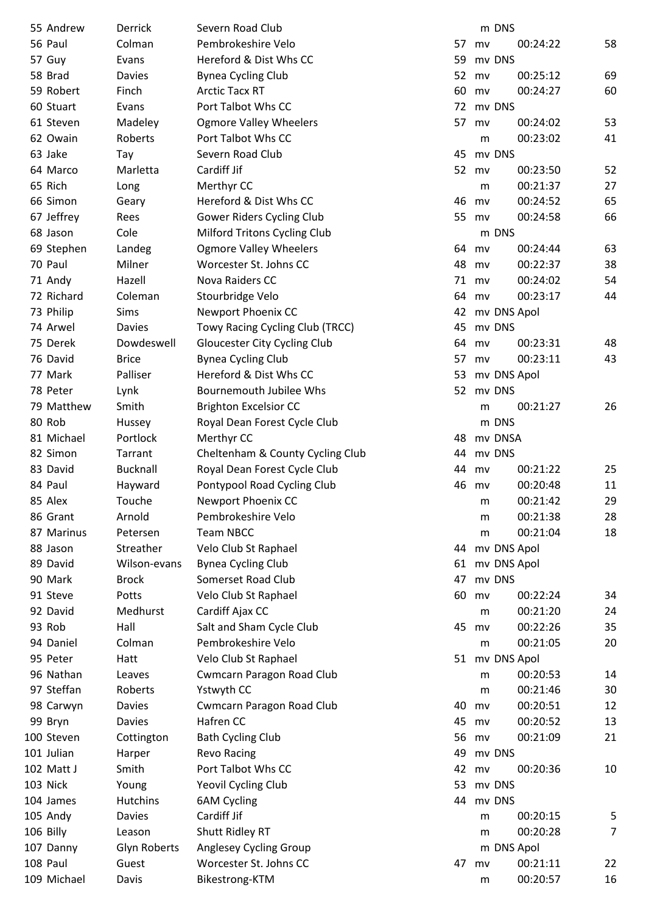| | | | | | | | | |
|---|---|---|---|---|---|---|---|---|
| 55 | Andrew | Derrick | Severn Road Club | | m | DNS | | |
| 56 | Paul | Colman | Pembrokeshire Velo | 57 | mv | | 00:24:22 | 58 |
| 57 | Guy | Evans | Hereford & Dist Whs CC | 59 | mv | DNS | | |
| 58 | Brad | Davies | Bynea Cycling Club | 52 | mv | | 00:25:12 | 69 |
| 59 | Robert | Finch | Arctic Tacx RT | 60 | mv | | 00:24:27 | 60 |
| 60 | Stuart | Evans | Port Talbot Whs CC | 72 | mv | DNS | | |
| 61 | Steven | Madeley | Ogmore Valley Wheelers | 57 | mv | | 00:24:02 | 53 |
| 62 | Owain | Roberts | Port Talbot Whs CC | | m | | 00:23:02 | 41 |
| 63 | Jake | Tay | Severn Road Club | 45 | mv | DNS | | |
| 64 | Marco | Marletta | Cardiff Jif | 52 | mv | | 00:23:50 | 52 |
| 65 | Rich | Long | Merthyr CC | | m | | 00:21:37 | 27 |
| 66 | Simon | Geary | Hereford & Dist Whs CC | 46 | mv | | 00:24:52 | 65 |
| 67 | Jeffrey | Rees | Gower Riders Cycling Club | 55 | mv | | 00:24:58 | 66 |
| 68 | Jason | Cole | Milford Tritons Cycling Club | | m | DNS | | |
| 69 | Stephen | Landeg | Ogmore Valley Wheelers | 64 | mv | | 00:24:44 | 63 |
| 70 | Paul | Milner | Worcester St. Johns CC | 48 | mv | | 00:22:37 | 38 |
| 71 | Andy | Hazell | Nova Raiders CC | 71 | mv | | 00:24:02 | 54 |
| 72 | Richard | Coleman | Stourbridge Velo | 64 | mv | | 00:23:17 | 44 |
| 73 | Philip | Sims | Newport Phoenix CC | 42 | mv | DNS Apol | | |
| 74 | Arwel | Davies | Towy Racing Cycling Club (TRCC) | 45 | mv | DNS | | |
| 75 | Derek | Dowdeswell | Gloucester City Cycling Club | 64 | mv | | 00:23:31 | 48 |
| 76 | David | Brice | Bynea Cycling Club | 57 | mv | | 00:23:11 | 43 |
| 77 | Mark | Palliser | Hereford & Dist Whs CC | 53 | mv | DNS Apol | | |
| 78 | Peter | Lynk | Bournemouth Jubilee Whs | 52 | mv | DNS | | |
| 79 | Matthew | Smith | Brighton Excelsior CC | | m | | 00:21:27 | 26 |
| 80 | Rob | Hussey | Royal Dean Forest Cycle Club | | m | DNS | | |
| 81 | Michael | Portlock | Merthyr CC | 48 | mv | DNSA | | |
| 82 | Simon | Tarrant | Cheltenham & County Cycling Club | 44 | mv | DNS | | |
| 83 | David | Bucknall | Royal Dean Forest Cycle Club | 44 | mv | | 00:21:22 | 25 |
| 84 | Paul | Hayward | Pontypool Road Cycling Club | 46 | mv | | 00:20:48 | 11 |
| 85 | Alex | Touche | Newport Phoenix CC | | m | | 00:21:42 | 29 |
| 86 | Grant | Arnold | Pembrokeshire Velo | | m | | 00:21:38 | 28 |
| 87 | Marinus | Petersen | Team NBCC | | m | | 00:21:04 | 18 |
| 88 | Jason | Streather | Velo Club St Raphael | 44 | mv | DNS Apol | | |
| 89 | David | Wilson-evans | Bynea Cycling Club | 61 | mv | DNS Apol | | |
| 90 | Mark | Brock | Somerset Road Club | 47 | mv | DNS | | |
| 91 | Steve | Potts | Velo Club St Raphael | 60 | mv | | 00:22:24 | 34 |
| 92 | David | Medhurst | Cardiff Ajax CC | | m | | 00:21:20 | 24 |
| 93 | Rob | Hall | Salt and Sham Cycle Club | 45 | mv | | 00:22:26 | 35 |
| 94 | Daniel | Colman | Pembrokeshire Velo | | m | | 00:21:05 | 20 |
| 95 | Peter | Hatt | Velo Club St Raphael | 51 | mv | DNS Apol | | |
| 96 | Nathan | Leaves | Cwmcarn Paragon Road Club | | m | | 00:20:53 | 14 |
| 97 | Steffan | Roberts | Ystwyth CC | | m | | 00:21:46 | 30 |
| 98 | Carwyn | Davies | Cwmcarn Paragon Road Club | 40 | mv | | 00:20:51 | 12 |
| 99 | Bryn | Davies | Hafren CC | 45 | mv | | 00:20:52 | 13 |
| 100 | Steven | Cottington | Bath Cycling Club | 56 | mv | | 00:21:09 | 21 |
| 101 | Julian | Harper | Revo Racing | 49 | mv | DNS | | |
| 102 | Matt J | Smith | Port Talbot Whs CC | 42 | mv | | 00:20:36 | 10 |
| 103 | Nick | Young | Yeovil Cycling Club | 53 | mv | DNS | | |
| 104 | James | Hutchins | 6AM Cycling | 44 | mv | DNS | | |
| 105 | Andy | Davies | Cardiff Jif | | m | | 00:20:15 | 5 |
| 106 | Billy | Leason | Shutt Ridley RT | | m | | 00:20:28 | 7 |
| 107 | Danny | Glyn Roberts | Anglesey Cycling Group | | m | DNS Apol | | |
| 108 | Paul | Guest | Worcester St. Johns CC | 47 | mv | | 00:21:11 | 22 |
| 109 | Michael | Davis | Bikestrong-KTM | | m | | 00:20:57 | 16 |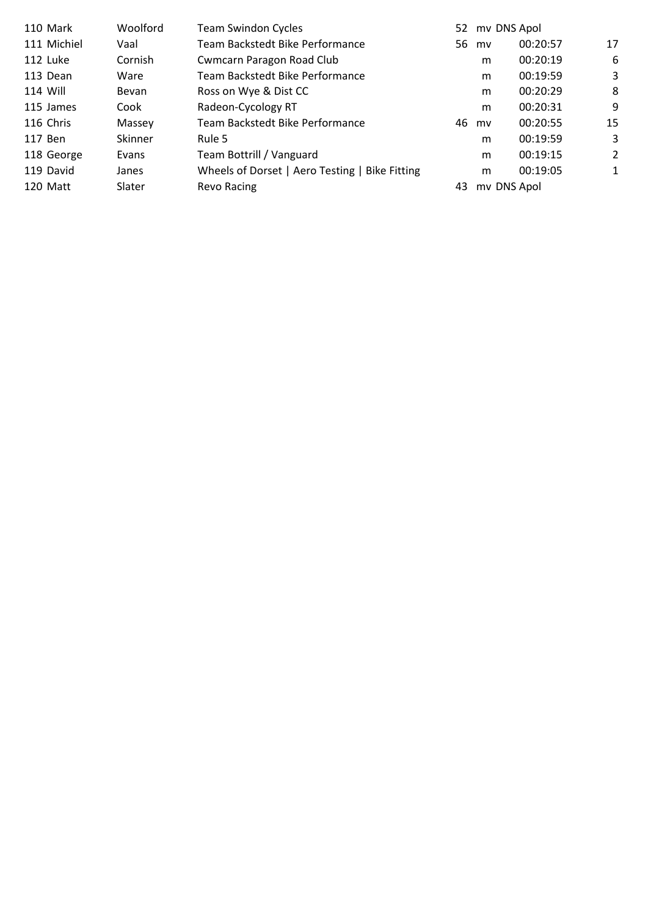| | | | | | | | |
|---|---|---|---|---|---|---|---|
| 110 | Mark | Woolford | Team Swindon Cycles | 52 | mv | DNS Apol | |
| 111 | Michiel | Vaal | Team Backstedt Bike Performance | 56 | mv | 00:20:57 | 17 |
| 112 | Luke | Cornish | Cwmcarn Paragon Road Club | | m | 00:20:19 | 6 |
| 113 | Dean | Ware | Team Backstedt Bike Performance | | m | 00:19:59 | 3 |
| 114 | Will | Bevan | Ross on Wye & Dist CC | | m | 00:20:29 | 8 |
| 115 | James | Cook | Radeon-Cycology RT | | m | 00:20:31 | 9 |
| 116 | Chris | Massey | Team Backstedt Bike Performance | 46 | mv | 00:20:55 | 15 |
| 117 | Ben | Skinner | Rule 5 | | m | 00:19:59 | 3 |
| 118 | George | Evans | Team Bottrill / Vanguard | | m | 00:19:15 | 2 |
| 119 | David | Janes | Wheels of Dorset &#124; Aero Testing &#124; Bike Fitting | | m | 00:19:05 | 1 |
| 120 | Matt | Slater | Revo Racing | 43 | mv | DNS Apol | |